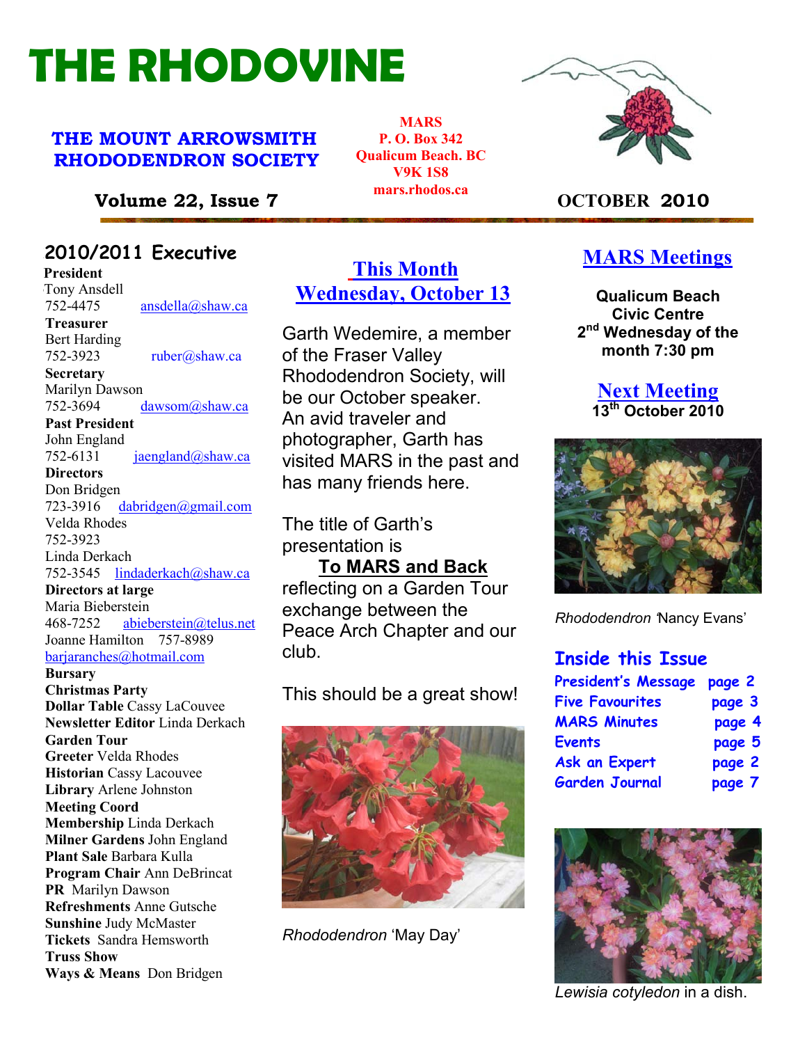# THE RHODOVINE

**THE MOUNT ARROWSMITH RHODODENDRON SOCIETY**

**MARS**
**P. O. Box 342**
**Qualicum Beach. BC**
**V9K 1S8**
**mars.rhodos.ca**

**Volume 22, Issue 7** — **OCTOBER 2010**

## 2010/2011 Executive

**President**
Tony Ansdell
752-4475 ansdella@shaw.ca

**Treasurer**
Bert Harding
752-3923 ruber@shaw.ca

**Secretary**
Marilyn Dawson
752-3694 dawsom@shaw.ca

**Past President**
John England
752-6131 jaengland@shaw.ca

**Directors**
Don Bridgen
723-3916 dabridgen@gmail.com
Velda Rhodes
752-3923
Linda Derkach
752-3545 lindaderkach@shaw.ca

**Directors at large**
Maria Bieberstein
468-7252 abieberstein@telus.net
Joanne Hamilton 757-8989
barjaranches@hotmail.com

**Bursary**
**Christmas Party**
**Dollar Table** Cassy LaCouvee
**Newsletter Editor** Linda Derkach
**Garden Tour**
**Greeter** Velda Rhodes
**Historian** Cassy Lacouvee
**Library** Arlene Johnston
**Meeting Coord**
**Membership** Linda Derkach
**Milner Gardens** John England
**Plant Sale** Barbara Kulla
**Program Chair** Ann DeBrincat
**PR** Marilyn Dawson
**Refreshments** Anne Gutsche
**Sunshine** Judy McMaster
**Tickets** Sandra Hemsworth
**Truss Show**
**Ways & Means** Don Bridgen

## This Month
## Wednesday, October 13

Garth Wedemire, a member of the Fraser Valley Rhododendron Society, will be our October speaker. An avid traveler and photographer, Garth has visited MARS in the past and has many friends here.

The title of Garth's presentation is

**To MARS and Back**

reflecting on a Garden Tour exchange between the Peace Arch Chapter and our club.

This should be a great show!

*Rhododendron* 'May Day'

## MARS Meetings

**Qualicum Beach Civic Centre**
**2nd Wednesday of the month 7:30 pm**

## Next Meeting
**13th October 2010**

*Rhododendron* 'Nancy Evans'

## Inside this Issue

| | |
|---|---|
| President's Message | page 2 |
| Five Favourites | page 3 |
| MARS Minutes | page 4 |
| Events | page 5 |
| Ask an Expert | page 2 |
| Garden Journal | page 7 |

*Lewisia cotyledon* in a dish.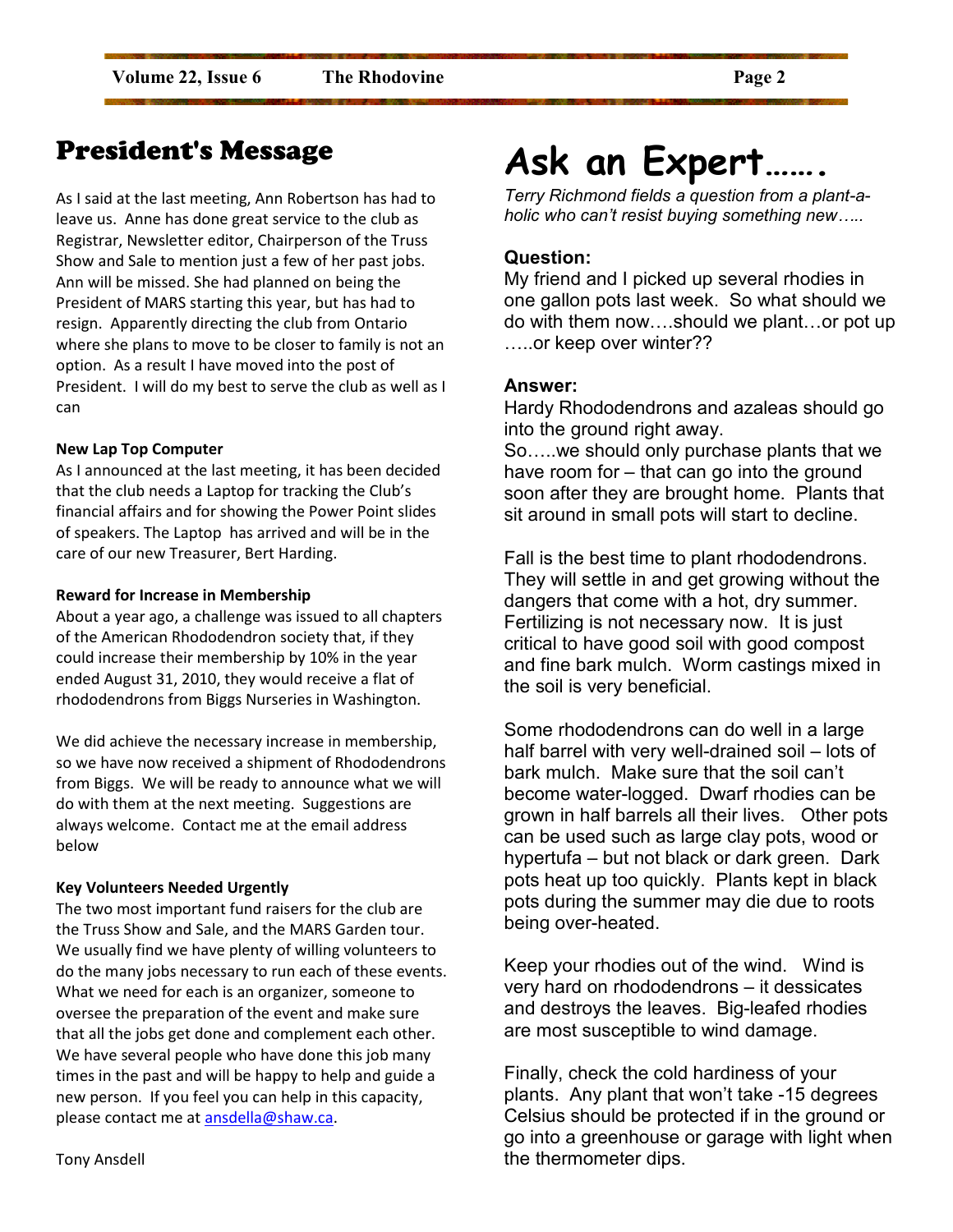## President's Message

As I said at the last meeting, Ann Robertson has had to leave us. Anne has done great service to the club as Registrar, Newsletter editor, Chairperson of the Truss Show and Sale to mention just a few of her past jobs. Ann will be missed. She had planned on being the President of MARS starting this year, but has had to resign. Apparently directing the club from Ontario where she plans to move to be closer to family is not an option. As a result I have moved into the post of President. I will do my best to serve the club as well as I can

**New Lap Top Computer**

As I announced at the last meeting, it has been decided that the club needs a Laptop for tracking the Club's financial affairs and for showing the Power Point slides of speakers. The Laptop has arrived and will be in the care of our new Treasurer, Bert Harding.

**Reward for Increase in Membership**

About a year ago, a challenge was issued to all chapters of the American Rhododendron society that, if they could increase their membership by 10% in the year ended August 31, 2010, they would receive a flat of rhododendrons from Biggs Nurseries in Washington.

We did achieve the necessary increase in membership, so we have now received a shipment of Rhododendrons from Biggs. We will be ready to announce what we will do with them at the next meeting. Suggestions are always welcome. Contact me at the email address below

**Key Volunteers Needed Urgently**

The two most important fund raisers for the club are the Truss Show and Sale, and the MARS Garden tour. We usually find we have plenty of willing volunteers to do the many jobs necessary to run each of these events. What we need for each is an organizer, someone to oversee the preparation of the event and make sure that all the jobs get done and complement each other. We have several people who have done this job many times in the past and will be happy to help and guide a new person. If you feel you can help in this capacity, please contact me at ansdella@shaw.ca.

Tony Ansdell

# Ask an Expert…….

*Terry Richmond fields a question from a plant-a-holic who can't resist buying something new…..*

### Question:

My friend and I picked up several rhodies in one gallon pots last week. So what should we do with them now….should we plant…or pot up …..or keep over winter??

### Answer:

Hardy Rhododendrons and azaleas should go into the ground right away.
So…..we should only purchase plants that we have room for – that can go into the ground soon after they are brought home. Plants that sit around in small pots will start to decline.

Fall is the best time to plant rhododendrons. They will settle in and get growing without the dangers that come with a hot, dry summer. Fertilizing is not necessary now. It is just critical to have good soil with good compost and fine bark mulch. Worm castings mixed in the soil is very beneficial.

Some rhododendrons can do well in a large half barrel with very well-drained soil – lots of bark mulch. Make sure that the soil can't become water-logged. Dwarf rhodies can be grown in half barrels all their lives. Other pots can be used such as large clay pots, wood or hypertufa – but not black or dark green. Dark pots heat up too quickly. Plants kept in black pots during the summer may die due to roots being over-heated.

Keep your rhodies out of the wind. Wind is very hard on rhododendrons – it dessicates and destroys the leaves. Big-leafed rhodies are most susceptible to wind damage.

Finally, check the cold hardiness of your plants. Any plant that won't take -15 degrees Celsius should be protected if in the ground or go into a greenhouse or garage with light when the thermometer dips.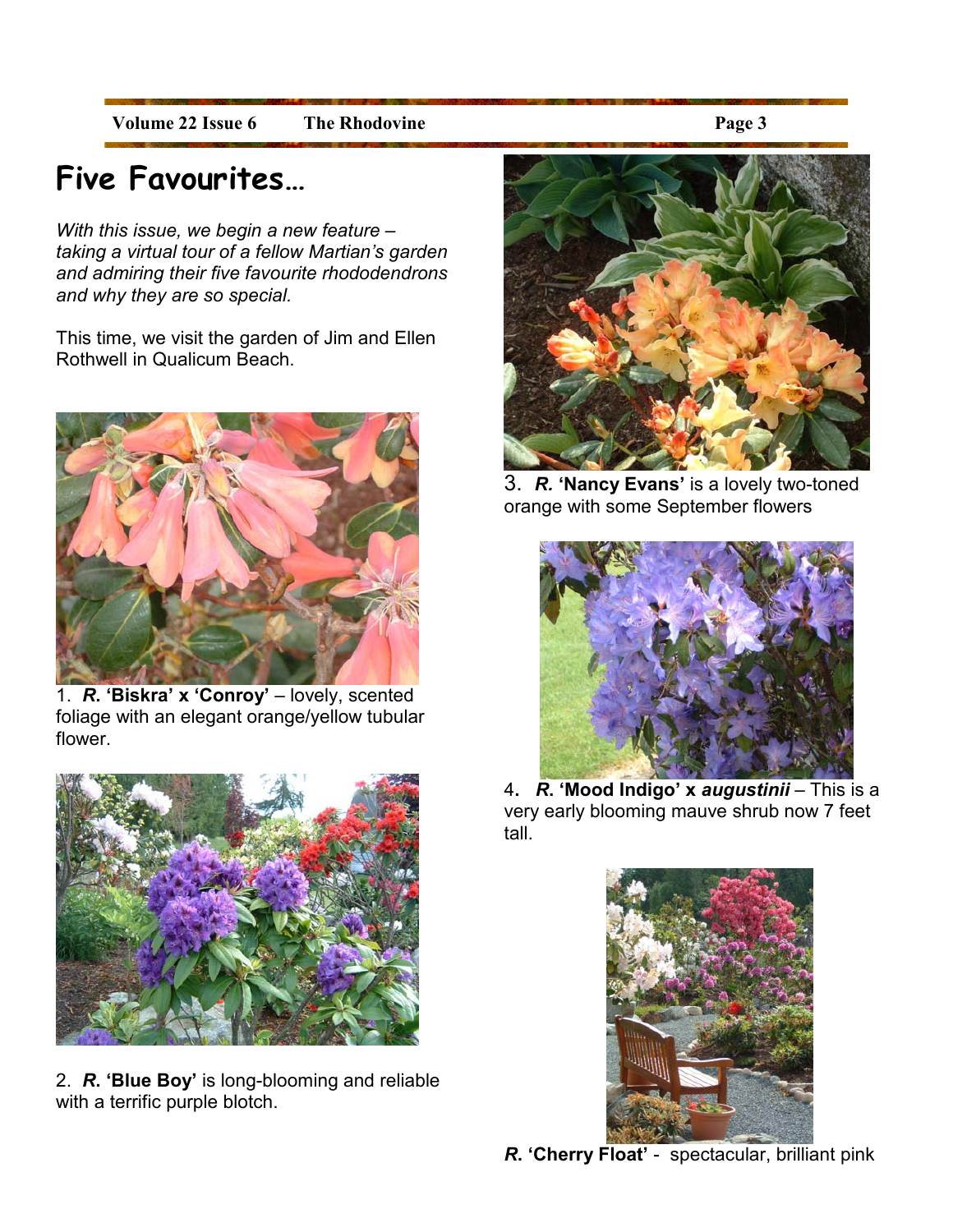# Five Favourites…

*With this issue, we begin a new feature – taking a virtual tour of a fellow Martian's garden and admiring their five favourite rhododendrons and why they are so special.*

This time, we visit the garden of Jim and Ellen Rothwell in Qualicum Beach.

1. ***R.* 'Biskra' x 'Conroy'** – lovely, scented foliage with an elegant orange/yellow tubular flower.

2. ***R.* 'Blue Boy'** is long-blooming and reliable with a terrific purple blotch.

3. ***R.* 'Nancy Evans'** is a lovely two-toned orange with some September flowers

4. ***R.* 'Mood Indigo' x *augustinii*** – This is a very early blooming mauve shrub now 7 feet tall.

***R.* 'Cherry Float'** - spectacular, brilliant pink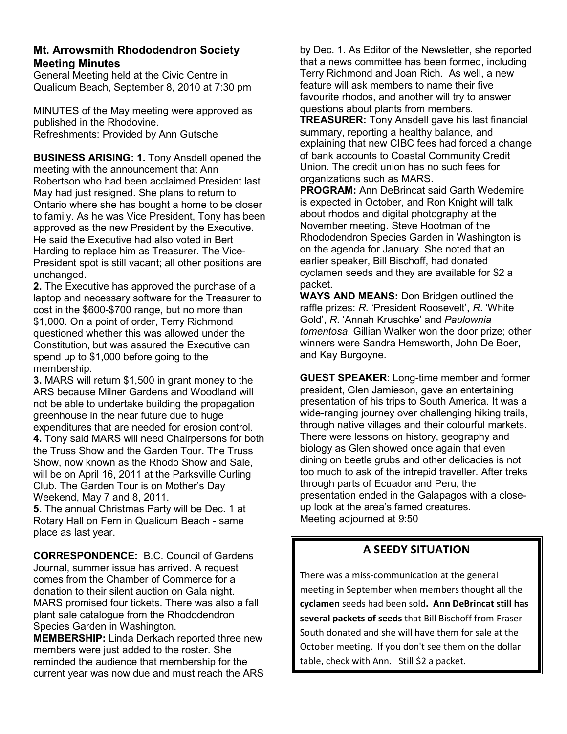## Mt. Arrowsmith Rhododendron Society Meeting Minutes

General Meeting held at the Civic Centre in Qualicum Beach, September 8, 2010 at 7:30 pm

MINUTES of the May meeting were approved as published in the Rhodovine.
Refreshments: Provided by Ann Gutsche

**BUSINESS ARISING: 1.** Tony Ansdell opened the meeting with the announcement that Ann Robertson who had been acclaimed President last May had just resigned. She plans to return to Ontario where she has bought a home to be closer to family. As he was Vice President, Tony has been approved as the new President by the Executive. He said the Executive had also voted in Bert Harding to replace him as Treasurer. The Vice-President spot is still vacant; all other positions are unchanged.

**2.** The Executive has approved the purchase of a laptop and necessary software for the Treasurer to cost in the $600-$700 range, but no more than $1,000. On a point of order, Terry Richmond questioned whether this was allowed under the Constitution, but was assured the Executive can spend up to $1,000 before going to the membership.

**3.** MARS will return $1,500 in grant money to the ARS because Milner Gardens and Woodland will not be able to undertake building the propagation greenhouse in the near future due to huge expenditures that are needed for erosion control.

**4.** Tony said MARS will need Chairpersons for both the Truss Show and the Garden Tour. The Truss Show, now known as the Rhodo Show and Sale, will be on April 16, 2011 at the Parksville Curling Club. The Garden Tour is on Mother's Day Weekend, May 7 and 8, 2011.

**5.** The annual Christmas Party will be Dec. 1 at Rotary Hall on Fern in Qualicum Beach - same place as last year.

**CORRESPONDENCE:** B.C. Council of Gardens Journal, summer issue has arrived. A request comes from the Chamber of Commerce for a donation to their silent auction on Gala night. MARS promised four tickets. There was also a fall plant sale catalogue from the Rhododendron Species Garden in Washington.

**MEMBERSHIP:** Linda Derkach reported three new members were just added to the roster. She reminded the audience that membership for the current year was now due and must reach the ARS by Dec. 1. As Editor of the Newsletter, she reported that a news committee has been formed, including Terry Richmond and Joan Rich. As well, a new feature will ask members to name their five favourite rhodos, and another will try to answer questions about plants from members.

**TREASURER:** Tony Ansdell gave his last financial summary, reporting a healthy balance, and explaining that new CIBC fees had forced a change of bank accounts to Coastal Community Credit Union. The credit union has no such fees for organizations such as MARS.

**PROGRAM:** Ann DeBrincat said Garth Wedemire is expected in October, and Ron Knight will talk about rhodos and digital photography at the November meeting. Steve Hootman of the Rhododendron Species Garden in Washington is on the agenda for January. She noted that an earlier speaker, Bill Bischoff, had donated cyclamen seeds and they are available for $2 a packet.

**WAYS AND MEANS:** Don Bridgen outlined the raffle prizes: *R*. 'President Roosevelt', *R*. 'White Gold', *R*. 'Annah Kruschke' and *Paulownia tomentosa*. Gillian Walker won the door prize; other winners were Sandra Hemsworth, John De Boer, and Kay Burgoyne.

**GUEST SPEAKER**: Long-time member and former president, Glen Jamieson, gave an entertaining presentation of his trips to South America. It was a wide-ranging journey over challenging hiking trails, through native villages and their colourful markets. There were lessons on history, geography and biology as Glen showed once again that even dining on beetle grubs and other delicacies is not too much to ask of the intrepid traveller. After treks through parts of Ecuador and Peru, the presentation ended in the Galapagos with a close-up look at the area's famed creatures.

Meeting adjourned at 9:50

## A SEEDY SITUATION

There was a miss-communication at the general meeting in September when members thought all the **cyclamen** seeds had been sold**. Ann DeBrincat still has several packets of seeds** that Bill Bischoff from Fraser South donated and she will have them for sale at the October meeting. If you don't see them on the dollar table, check with Ann. Still $2 a packet.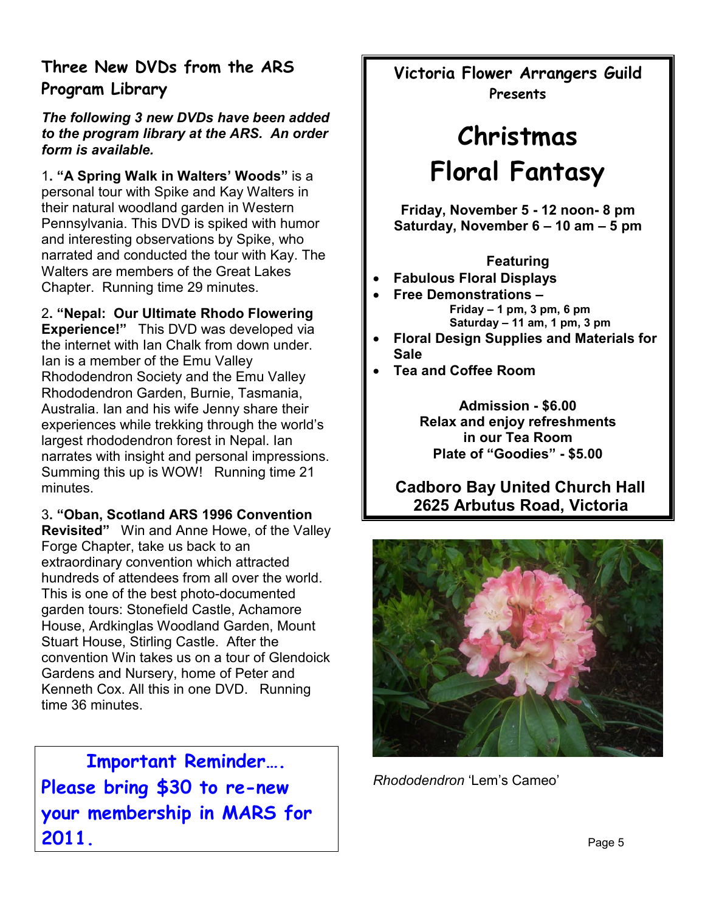## Three New DVDs from the ARS Program Library

***The following 3 new DVDs have been added to the program library at the ARS. An order form is available.***

1**. "A Spring Walk in Walters' Woods"** is a personal tour with Spike and Kay Walters in their natural woodland garden in Western Pennsylvania. This DVD is spiked with humor and interesting observations by Spike, who narrated and conducted the tour with Kay. The Walters are members of the Great Lakes Chapter. Running time 29 minutes.

2**. "Nepal: Our Ultimate Rhodo Flowering Experience!"** This DVD was developed via the internet with Ian Chalk from down under. Ian is a member of the Emu Valley Rhododendron Society and the Emu Valley Rhododendron Garden, Burnie, Tasmania, Australia. Ian and his wife Jenny share their experiences while trekking through the world's largest rhododendron forest in Nepal. Ian narrates with insight and personal impressions. Summing this up is WOW! Running time 21 minutes.

3**. "Oban, Scotland ARS 1996 Convention Revisited"** Win and Anne Howe, of the Valley Forge Chapter, take us back to an extraordinary convention which attracted hundreds of attendees from all over the world. This is one of the best photo-documented garden tours: Stonefield Castle, Achamore House, Ardkinglas Woodland Garden, Mount Stuart House, Stirling Castle. After the convention Win takes us on a tour of Glendoick Gardens and Nursery, home of Peter and Kenneth Cox. All this in one DVD. Running time 36 minutes.

**Important Reminder…. Please bring $30 to re-new your membership in MARS for 2011.**

---

**Victoria Flower Arrangers Guild**
**Presents**

# Christmas Floral Fantasy

**Friday, November 5 - 12 noon- 8 pm**
**Saturday, November 6 – 10 am – 5 pm**

**Featuring**

- **Fabulous Floral Displays**
- **Free Demonstrations –**
  **Friday – 1 pm, 3 pm, 6 pm**
  **Saturday – 11 am, 1 pm, 3 pm**
- **Floral Design Supplies and Materials for Sale**
- **Tea and Coffee Room**

**Admission - $6.00**
**Relax and enjoy refreshments in our Tea Room**
**Plate of "Goodies" - $5.00**

**Cadboro Bay United Church Hall**
**2625 Arbutus Road, Victoria**

---

*Rhododendron* 'Lem's Cameo'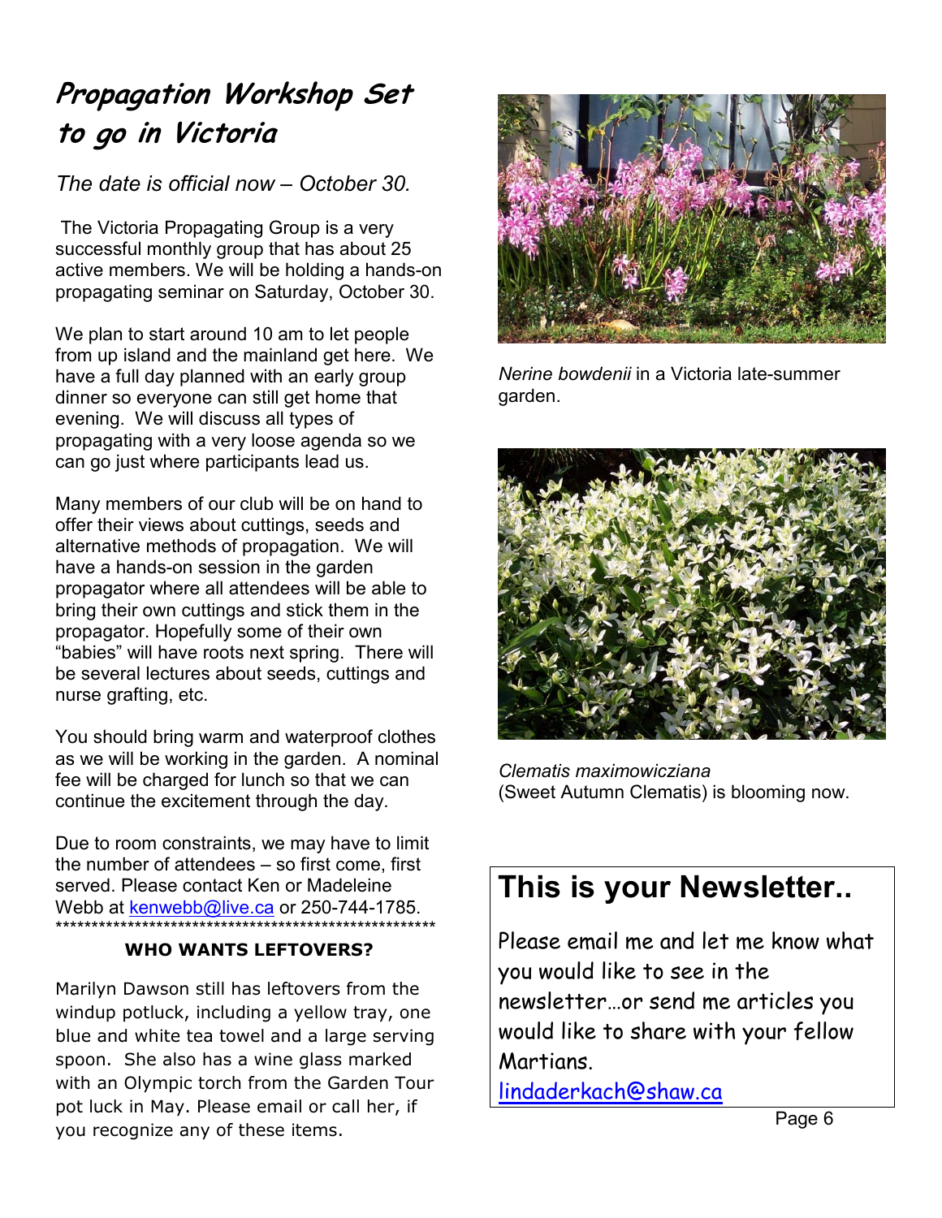# *Propagation Workshop Set to go in Victoria*

*The date is official now – October 30.*

The Victoria Propagating Group is a very successful monthly group that has about 25 active members. We will be holding a hands-on propagating seminar on Saturday, October 30.

We plan to start around 10 am to let people from up island and the mainland get here. We have a full day planned with an early group dinner so everyone can still get home that evening. We will discuss all types of propagating with a very loose agenda so we can go just where participants lead us.

Many members of our club will be on hand to offer their views about cuttings, seeds and alternative methods of propagation. We will have a hands-on session in the garden propagator where all attendees will be able to bring their own cuttings and stick them in the propagator. Hopefully some of their own "babies" will have roots next spring. There will be several lectures about seeds, cuttings and nurse grafting, etc.

You should bring warm and waterproof clothes as we will be working in the garden. A nominal fee will be charged for lunch so that we can continue the excitement through the day.

Due to room constraints, we may have to limit the number of attendees – so first come, first served. Please contact Ken or Madeleine Webb at kenwebb@live.ca or 250-744-1785.

*******************************************************

**WHO WANTS LEFTOVERS?**

Marilyn Dawson still has leftovers from the windup potluck, including a yellow tray, one blue and white tea towel and a large serving spoon. She also has a wine glass marked with an Olympic torch from the Garden Tour pot luck in May. Please email or call her, if you recognize any of these items.

*Nerine bowdenii* in a Victoria late-summer garden.

*Clematis maximowicziana* (Sweet Autumn Clematis) is blooming now.

## This is your Newsletter..

Please email me and let me know what you would like to see in the newsletter…or send me articles you would like to share with your fellow Martians.

lindaderkach@shaw.ca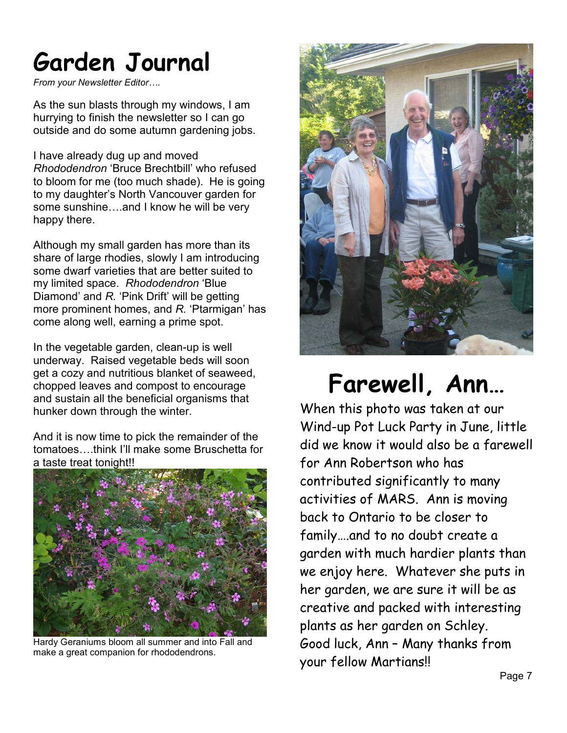# Garden Journal

*From your Newsletter Editor….*

As the sun blasts through my windows, I am hurrying to finish the newsletter so I can go outside and do some autumn gardening jobs.

I have already dug up and moved *Rhododendron* 'Bruce Brechtbill' who refused to bloom for me (too much shade). He is going to my daughter's North Vancouver garden for some sunshine….and I know he will be very happy there.

Although my small garden has more than its share of large rhodies, slowly I am introducing some dwarf varieties that are better suited to my limited space. *Rhododendron* 'Blue Diamond' and *R.* 'Pink Drift' will be getting more prominent homes, and *R.* 'Ptarmigan' has come along well, earning a prime spot.

In the vegetable garden, clean-up is well underway. Raised vegetable beds will soon get a cozy and nutritious blanket of seaweed, chopped leaves and compost to encourage and sustain all the beneficial organisms that hunker down through the winter.

And it is now time to pick the remainder of the tomatoes….think I'll make some Bruschetta for a taste treat tonight!!

Hardy Geraniums bloom all summer and into Fall and make a great companion for rhododendrons.

# Farewell, Ann…

When this photo was taken at our Wind-up Pot Luck Party in June, little did we know it would also be a farewell for Ann Robertson who has contributed significantly to many activities of MARS. Ann is moving back to Ontario to be closer to family….and to no doubt create a garden with much hardier plants than we enjoy here. Whatever she puts in her garden, we are sure it will be as creative and packed with interesting plants as her garden on Schley. Good luck, Ann – Many thanks from your fellow Martians!!